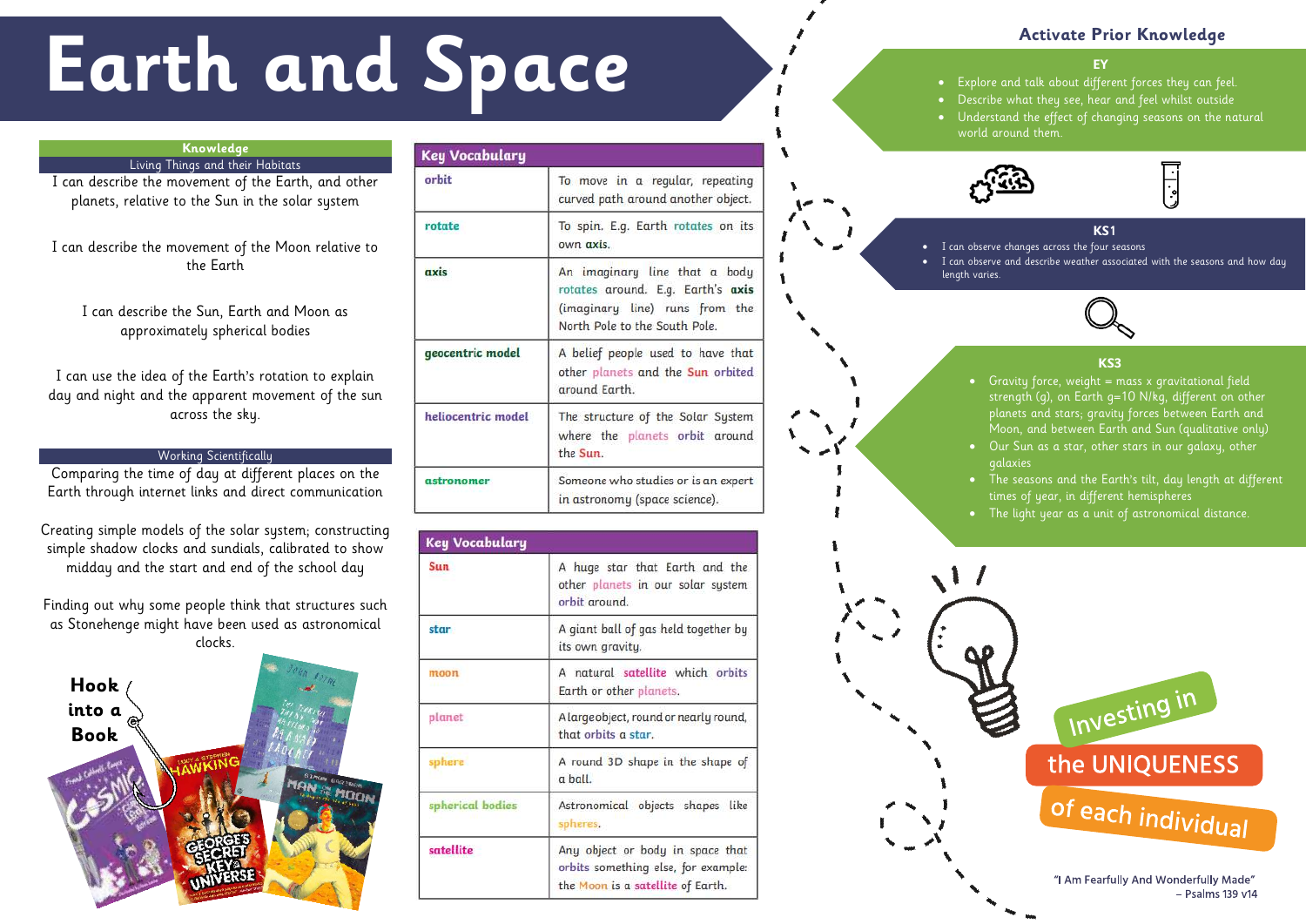# Earth and Space

## Knowledge

### Living Things and their Habitats

I can describe the movement of the Earth, and other planets, relative to the Sun in the solar system

I can describe the movement of the Moon relative to the Earth

I can describe the Sun, Earth and Moon as approximately spherical bodies

I can use the idea of the Earth's rotation to explain day and night and the apparent movement of the sun across the sky.

### Working Scientifically

Comparing the time of day at different places on the Earth through internet links and direct communication

Creating simple models of the solar system; constructing simple shadow clocks and sundials, calibrated to show midday and the start and end of the school day

Finding out why some people think that structures such as Stonehenge might have been used as astronomical clocks.

### Hook into a Book

## Key Vocabulary

| Key Vocabulary | |
|---|---|
| orbit | To move in a regular, repeating curved path around another object. |
| rotate | To spin. E.g. Earth rotates on its own axis. |
| axis | An imaginary line that a body rotates around. E.g. Earth's axis (imaginary line) runs from the North Pole to the South Pole. |
| geocentric model | A belief people used to have that other planets and the Sun orbited around Earth. |
| heliocentric model | The structure of the Solar System where the planets orbit around the Sun. |
| astronomer | Someone who studies or is an expert in astronomy (space science). |

| Key Vocabulary | |
|---|---|
| Sun | A huge star that Earth and the other planets in our solar system orbit around. |
| star | A giant ball of gas held together by its own gravity. |
| moon | A natural satellite which orbits Earth or other planets. |
| planet | A large object, round or nearly round, that orbits a star. |
| sphere | A round 3D shape in the shape of a ball. |
| spherical bodies | Astronomical objects shapes like spheres. |
| satellite | Any object or body in space that orbits something else, for example: the Moon is a satellite of Earth. |

## Activate Prior Knowledge

### EY

- Explore and talk about different forces they can feel.
- Describe what they see, hear and feel whilst outside
- Understand the effect of changing seasons on the natural world around them.

### KS1

- I can observe changes across the four seasons
- I can observe and describe weather associated with the seasons and how day length varies.

### KS3

- Gravity force, weight = mass x gravitational field strength (g), on Earth g=10 N/kg, different on other planets and stars; gravity forces between Earth and Moon, and between Earth and Sun (qualitative only)
- Our Sun as a star, other stars in our galaxy, other galaxies
- The seasons and the Earth's tilt, day length at different times of year, in different hemispheres
- The light year as a unit of astronomical distance.

Investing in the UNIQUENESS of each individual

"I Am Fearfully And Wonderfully Made"
– Psalms 139 v14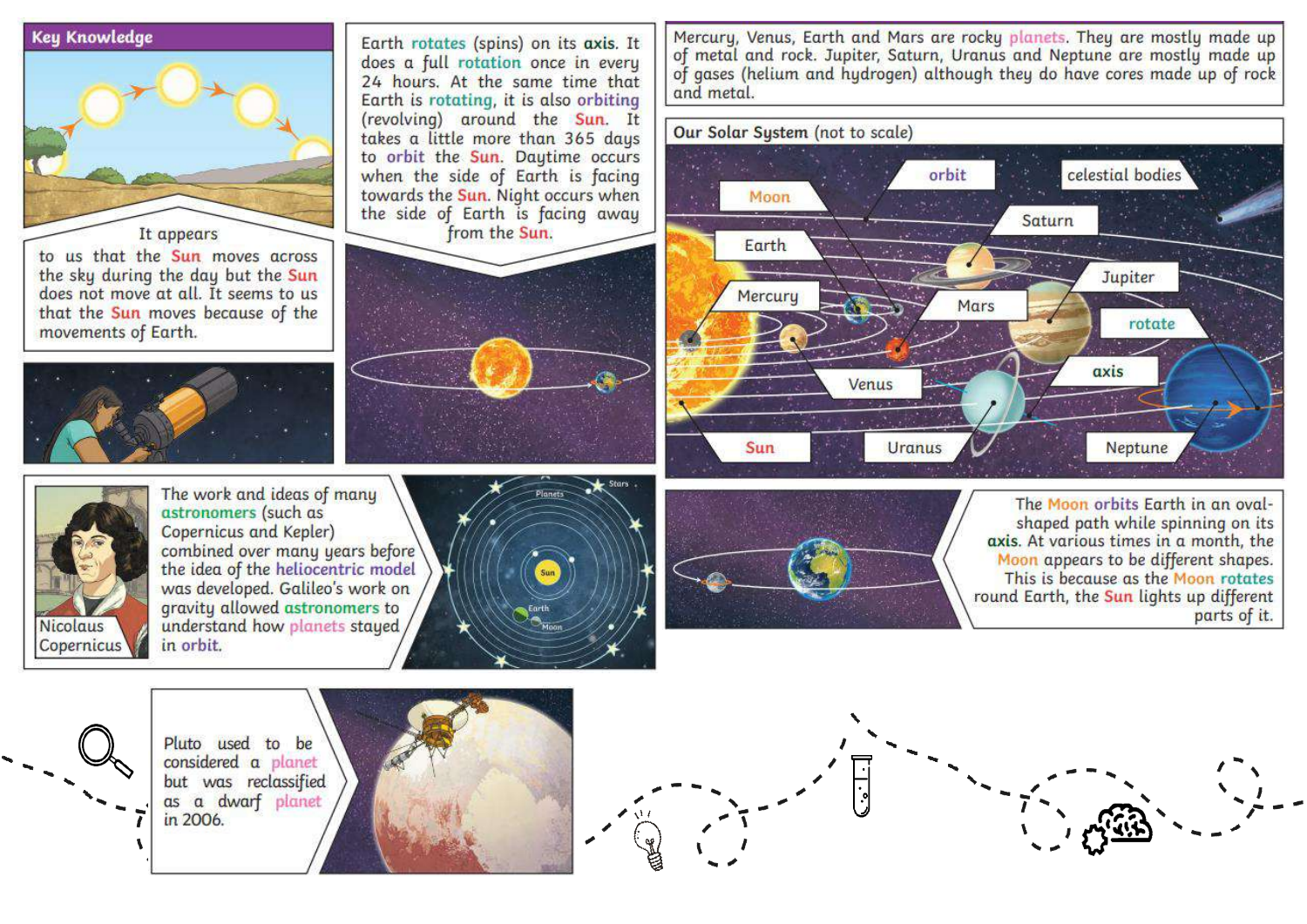## Key Knowledge

It appears to us that the Sun moves across the sky during the day but the Sun does not move at all. It seems to us that the Sun moves because of the movements of Earth.

Earth rotates (spins) on its **axis**. It does a full rotation once in every 24 hours. At the same time that Earth is rotating, it is also orbiting (revolving) around the Sun. It takes a little more than 365 days to orbit the Sun. Daytime occurs when the side of Earth is facing towards the Sun. Night occurs when the side of Earth is facing away from the Sun.

Mercury, Venus, Earth and Mars are rocky planets. They are mostly made up of metal and rock. Jupiter, Saturn, Uranus and Neptune are mostly made up of gases (helium and hydrogen) although they do have cores made up of rock and metal.

**Our Solar System** (not to scale)

Moon
orbit
celestial bodies
Saturn
Earth
Jupiter
Mercury
Mars
rotate
axis
Venus
Sun
Uranus
Neptune

The Moon orbits Earth in an oval-shaped path while spinning on its **axis**. At various times in a month, the Moon appears to be different shapes. This is because as the Moon rotates round Earth, the Sun lights up different parts of it.

Nicolaus Copernicus

The work and ideas of many astronomers (such as Copernicus and Kepler) combined over many years before the idea of the heliocentric model was developed. Galileo's work on gravity allowed astronomers to understand how planets stayed in orbit.

Stars
Planets
Sun
Earth
Moon

Pluto used to be considered a planet but was reclassified as a dwarf planet in 2006.